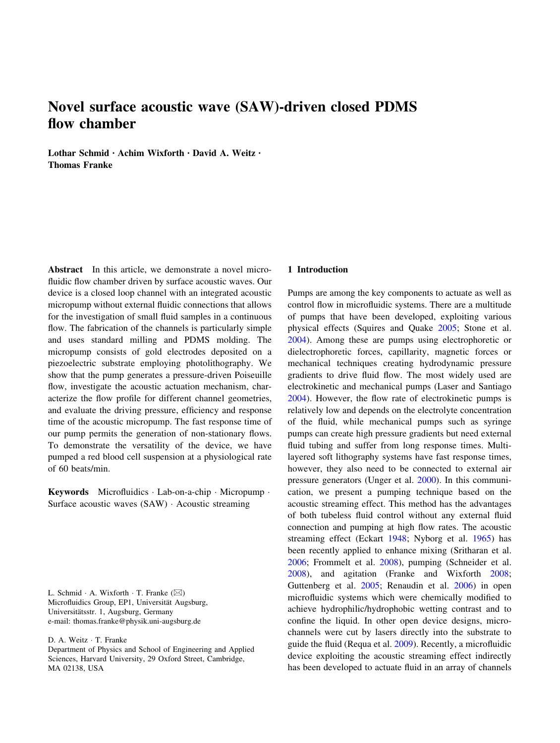# Novel surface acoustic wave (SAW)-driven closed PDMS flow chamber

**Lothar Schmid · Achim Wixforth · David A. Weitz · Thomas Franke**

**Abstract** In this article, we demonstrate a novel microfluidic flow chamber driven by surface acoustic waves. Our device is a closed loop channel with an integrated acoustic micropump without external fluidic connections that allows for the investigation of small fluid samples in a continuous flow. The fabrication of the channels is particularly simple and uses standard milling and PDMS molding. The micropump consists of gold electrodes deposited on a piezoelectric substrate employing photolithography. We show that the pump generates a pressure-driven Poiseuille flow, investigate the acoustic actuation mechanism, characterize the flow profile for different channel geometries, and evaluate the driving pressure, efficiency and response time of the acoustic micropump. The fast response time of our pump permits the generation of non-stationary flows. To demonstrate the versatility of the device, we have pumped a red blood cell suspension at a physiological rate of 60 beats/min.

**Keywords** Microfluidics · Lab-on-a-chip · Micropump · Surface acoustic waves (SAW) · Acoustic streaming

L. Schmid · A. Wixforth · T. Franke (✉)
Microfluidics Group, EP1, Universität Augsburg, Universitätsstr. 1, Augsburg, Germany
e-mail: thomas.franke@physik.uni-augsburg.de

D. A. Weitz · T. Franke
Department of Physics and School of Engineering and Applied Sciences, Harvard University, 29 Oxford Street, Cambridge, MA 02138, USA

## 1 Introduction

Pumps are among the key components to actuate as well as control flow in microfluidic systems. There are a multitude of pumps that have been developed, exploiting various physical effects (Squires and Quake 2005; Stone et al. 2004). Among these are pumps using electrophoretic or dielectrophoretic forces, capillarity, magnetic forces or mechanical techniques creating hydrodynamic pressure gradients to drive fluid flow. The most widely used are electrokinetic and mechanical pumps (Laser and Santiago 2004). However, the flow rate of electrokinetic pumps is relatively low and depends on the electrolyte concentration of the fluid, while mechanical pumps such as syringe pumps can create high pressure gradients but need external fluid tubing and suffer from long response times. Multi-layered soft lithography systems have fast response times, however, they also need to be connected to external air pressure generators (Unger et al. 2000). In this communication, we present a pumping technique based on the acoustic streaming effect. This method has the advantages of both tubeless fluid control without any external fluid connection and pumping at high flow rates. The acoustic streaming effect (Eckart 1948; Nyborg et al. 1965) has been recently applied to enhance mixing (Sritharan et al. 2006; Frommelt et al. 2008), pumping (Schneider et al. 2008), and agitation (Franke and Wixforth 2008; Guttenberg et al. 2005; Renaudin et al. 2006) in open microfluidic systems which were chemically modified to achieve hydrophilic/hydrophobic wetting contrast and to confine the liquid. In other open device designs, microchannels were cut by lasers directly into the substrate to guide the fluid (Requa et al. 2009). Recently, a microfluidic device exploiting the acoustic streaming effect indirectly has been developed to actuate fluid in an array of channels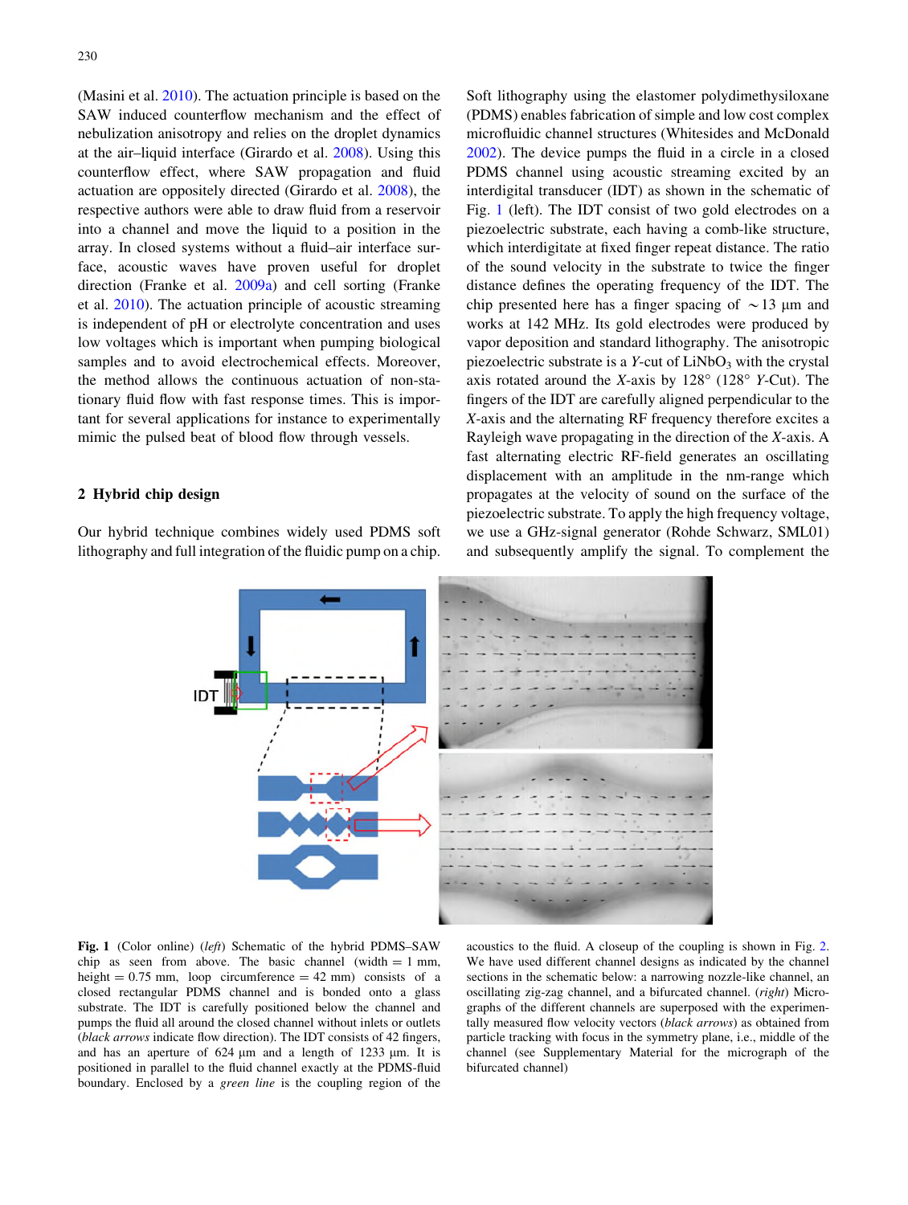(Masini et al. 2010). The actuation principle is based on the SAW induced counterflow mechanism and the effect of nebulization anisotropy and relies on the droplet dynamics at the air–liquid interface (Girardo et al. 2008). Using this counterflow effect, where SAW propagation and fluid actuation are oppositely directed (Girardo et al. 2008), the respective authors were able to draw fluid from a reservoir into a channel and move the liquid to a position in the array. In closed systems without a fluid–air interface surface, acoustic waves have proven useful for droplet direction (Franke et al. 2009a) and cell sorting (Franke et al. 2010). The actuation principle of acoustic streaming is independent of pH or electrolyte concentration and uses low voltages which is important when pumping biological samples and to avoid electrochemical effects. Moreover, the method allows the continuous actuation of non-stationary fluid flow with fast response times. This is important for several applications for instance to experimentally mimic the pulsed beat of blood flow through vessels.

## 2 Hybrid chip design

Our hybrid technique combines widely used PDMS soft lithography and full integration of the fluidic pump on a chip. Soft lithography using the elastomer polydimethysiloxane (PDMS) enables fabrication of simple and low cost complex microfluidic channel structures (Whitesides and McDonald 2002). The device pumps the fluid in a circle in a closed PDMS channel using acoustic streaming excited by an interdigital transducer (IDT) as shown in the schematic of Fig. 1 (left). The IDT consist of two gold electrodes on a piezoelectric substrate, each having a comb-like structure, which interdigitate at fixed finger repeat distance. The ratio of the sound velocity in the substrate to twice the finger distance defines the operating frequency of the IDT. The chip presented here has a finger spacing of $\sim 13$ μm and works at 142 MHz. Its gold electrodes were produced by vapor deposition and standard lithography. The anisotropic piezoelectric substrate is a *Y*-cut of $LiNbO_3$ with the crystal axis rotated around the *X*-axis by 128° (128° *Y*-Cut). The fingers of the IDT are carefully aligned perpendicular to the *X*-axis and the alternating RF frequency therefore excites a Rayleigh wave propagating in the direction of the *X*-axis. A fast alternating electric RF-field generates an oscillating displacement with an amplitude in the nm-range which propagates at the velocity of sound on the surface of the piezoelectric substrate. To apply the high frequency voltage, we use a GHz-signal generator (Rohde Schwarz, SML01) and subsequently amplify the signal. To complement the

**Fig. 1** (Color online) (*left*) Schematic of the hybrid PDMS–SAW chip as seen from above. The basic channel (width = 1 mm, height = 0.75 mm, loop circumference = 42 mm) consists of a closed rectangular PDMS channel and is bonded onto a glass substrate. The IDT is carefully positioned below the channel and pumps the fluid all around the closed channel without inlets or outlets (*black arrows* indicate flow direction). The IDT consists of 42 fingers, and has an aperture of 624 μm and a length of 1233 μm. It is positioned in parallel to the fluid channel exactly at the PDMS-fluid boundary. Enclosed by a *green line* is the coupling region of the acoustics to the fluid. A closeup of the coupling is shown in Fig. 2. We have used different channel designs as indicated by the channel sections in the schematic below: a narrowing nozzle-like channel, an oscillating zig-zag channel, and a bifurcated channel. (*right*) Micrographs of the different channels are superposed with the experimentally measured flow velocity vectors (*black arrows*) as obtained from particle tracking with focus in the symmetry plane, i.e., middle of the channel (see Supplementary Material for the micrograph of the bifurcated channel)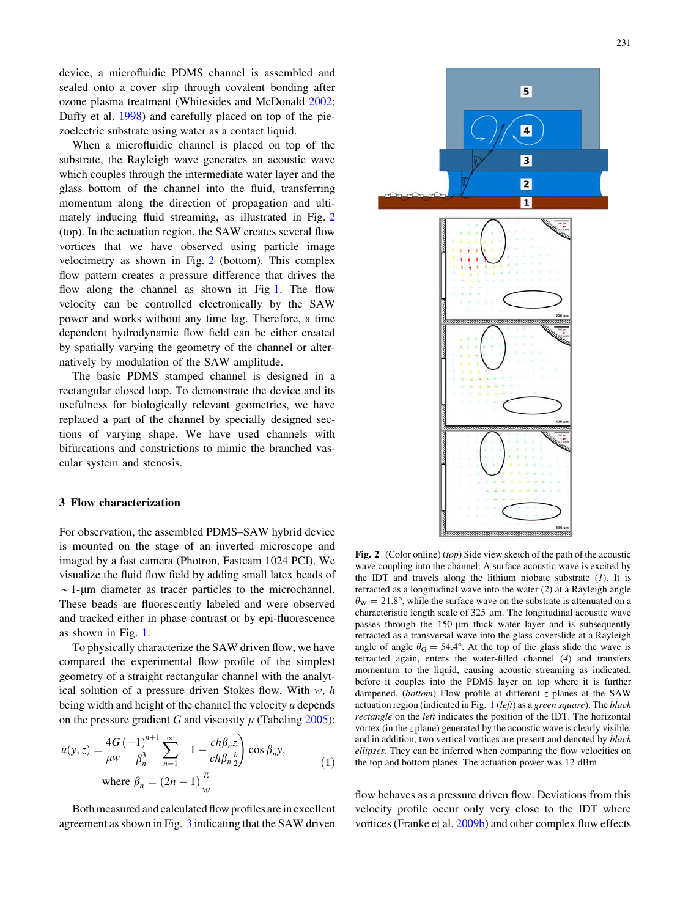device, a microfluidic PDMS channel is assembled and sealed onto a cover slip through covalent bonding after ozone plasma treatment (Whitesides and McDonald 2002; Duffy et al. 1998) and carefully placed on top of the piezoelectric substrate using water as a contact liquid.

When a microfluidic channel is placed on top of the substrate, the Rayleigh wave generates an acoustic wave which couples through the intermediate water layer and the glass bottom of the channel into the fluid, transferring momentum along the direction of propagation and ultimately inducing fluid streaming, as illustrated in Fig. 2 (top). In the actuation region, the SAW creates several flow vortices that we have observed using particle image velocimetry as shown in Fig. 2 (bottom). This complex flow pattern creates a pressure difference that drives the flow along the channel as shown in Fig 1. The flow velocity can be controlled electronically by the SAW power and works without any time lag. Therefore, a time dependent hydrodynamic flow field can be either created by spatially varying the geometry of the channel or alternatively by modulation of the SAW amplitude.

The basic PDMS stamped channel is designed in a rectangular closed loop. To demonstrate the device and its usefulness for biologically relevant geometries, we have replaced a part of the channel by specially designed sections of varying shape. We have used channels with bifurcations and constrictions to mimic the branched vascular system and stenosis.

## 3 Flow characterization

For observation, the assembled PDMS–SAW hybrid device is mounted on the stage of an inverted microscope and imaged by a fast camera (Photron, Fastcam 1024 PCI). We visualize the fluid flow field by adding small latex beads of $\sim$1-μm diameter as tracer particles to the microchannel. These beads are fluorescently labeled and were observed and tracked either in phase contrast or by epi-fluorescence as shown in Fig. 1.

To physically characterize the SAW driven flow, we have compared the experimental flow profile of the simplest geometry of a straight rectangular channel with the analytical solution of a pressure driven Stokes flow. With $w$, $h$ being width and height of the channel the velocity $u$ depends on the pressure gradient $G$ and viscosity $\mu$ (Tabeling 2005):

$$u(y,z) = \frac{4G}{\mu w}\frac{(-1)^{n+1}}{\beta_n^3}\sum_{n=1}^{\infty}\left(1-\frac{ch\beta_n z}{ch\beta_n \frac{h}{2}}\right)\cos\beta_n y, \quad \text{where } \beta_n = (2n-1)\frac{\pi}{w} \tag{1}$$

Both measured and calculated flow profiles are in excellent agreement as shown in Fig. 3 indicating that the SAW driven flow behaves as a pressure driven flow. Deviations from this velocity profile occur only very close to the IDT where vortices (Franke et al. 2009b) and other complex flow effects

**Fig. 2** (Color online) (*top*) Side view sketch of the path of the acoustic wave coupling into the channel: A surface acoustic wave is excited by the IDT and travels along the lithium niobate substrate (*1*). It is refracted as a longitudinal wave into the water (*2*) at a Rayleigh angle $\theta_W = 21.8°$, while the surface wave on the substrate is attenuated on a characteristic length scale of 325 μm. The longitudinal acoustic wave passes through the 150-μm thick water layer and is subsequently refracted as a transversal wave into the glass coverslide at a Rayleigh angle of angle $\theta_G = 54.4°$. At the top of the glass slide the wave is refracted again, enters the water-filled channel (*4*) and transfers momentum to the liquid, causing acoustic streaming as indicated, before it couples into the PDMS layer on top where it is further dampened. (*bottom*) Flow profile at different $z$ planes at the SAW actuation region (indicated in Fig. 1 (*left*) as a *green square*). The *black rectangle* on the *left* indicates the position of the IDT. The horizontal vortex (in the $z$ plane) generated by the acoustic wave is clearly visible, and in addition, two vertical vortices are present and denoted by *black ellipses*. They can be inferred when comparing the flow velocities on the top and bottom planes. The actuation power was 12 dBm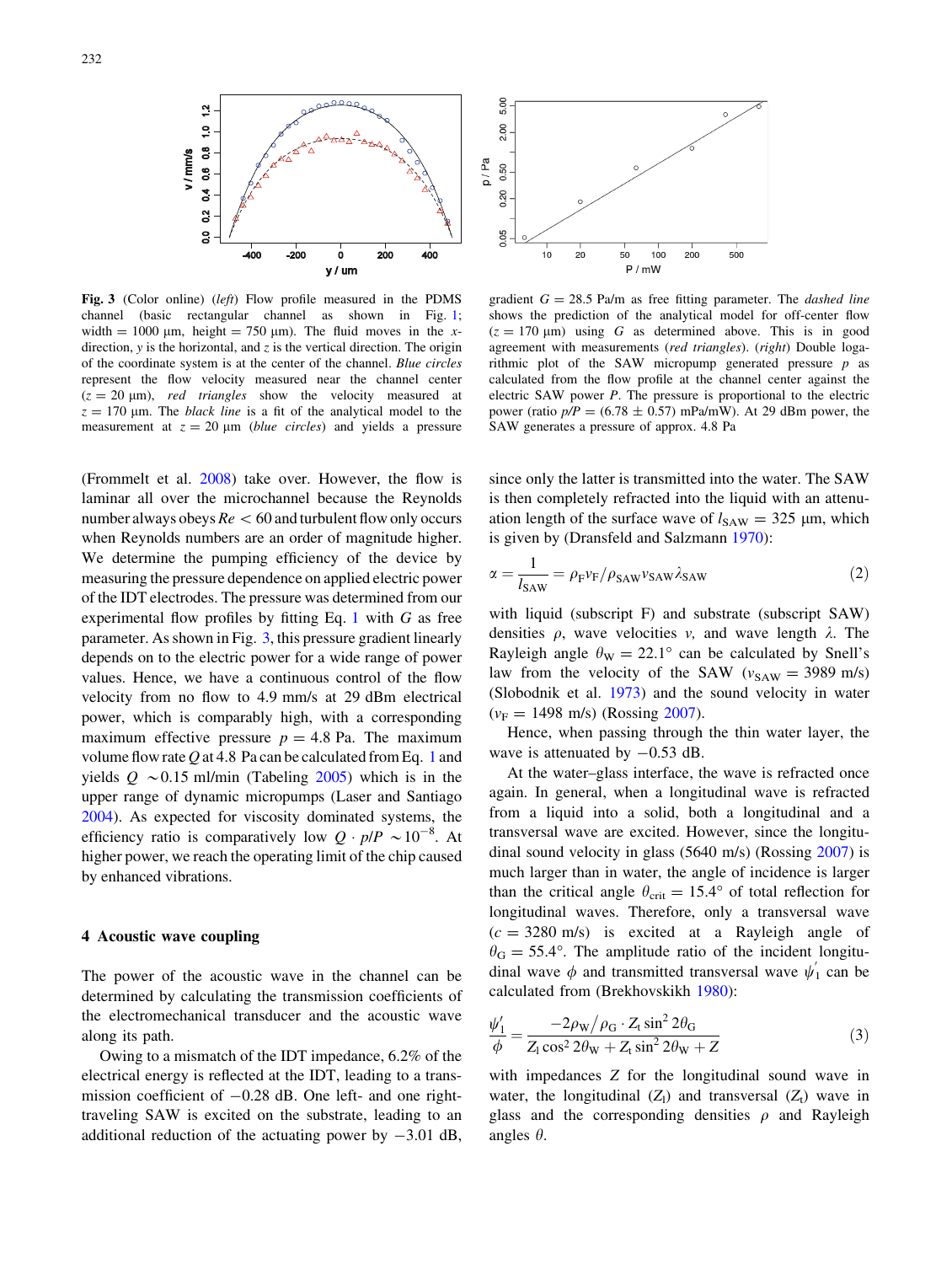**Fig. 3** (Color online) (*left*) Flow profile measured in the PDMS channel (basic rectangular channel as shown in Fig. 1; width = 1000 μm, height = 750 μm). The fluid moves in the *x*-direction, *y* is the horizontal, and *z* is the vertical direction. The origin of the coordinate system is at the center of the channel. *Blue circles* represent the flow velocity measured near the channel center ($z = 20$ μm), *red triangles* show the velocity measured at $z = 170$ μm. The *black line* is a fit of the analytical model to the measurement at $z = 20$ μm (*blue circles*) and yields a pressure gradient $G = 28.5$ Pa/m as free fitting parameter. The *dashed line* shows the prediction of the analytical model for off-center flow ($z = 170$ μm) using $G$ as determined above. This is in good agreement with measurements (*red triangles*). (*right*) Double logarithmic plot of the SAW micropump generated pressure $p$ as calculated from the flow profile at the channel center against the electric SAW power $P$. The pressure is proportional to the electric power (ratio $p/P = (6.78 \pm 0.57)$ mPa/mW). At 29 dBm power, the SAW generates a pressure of approx. 4.8 Pa

(Frommelt et al. 2008) take over. However, the flow is laminar all over the microchannel because the Reynolds number always obeys $Re < 60$ and turbulent flow only occurs when Reynolds numbers are an order of magnitude higher. We determine the pumping efficiency of the device by measuring the pressure dependence on applied electric power of the IDT electrodes. The pressure was determined from our experimental flow profiles by fitting Eq. 1 with $G$ as free parameter. As shown in Fig. 3, this pressure gradient linearly depends on to the electric power for a wide range of power values. Hence, we have a continuous control of the flow velocity from no flow to 4.9 mm/s at 29 dBm electrical power, which is comparably high, with a corresponding maximum effective pressure $p = 4.8$ Pa. The maximum volume flow rate $Q$ at 4.8 Pa can be calculated from Eq. 1 and yields $Q$ ~0.15 ml/min (Tabeling 2005) which is in the upper range of dynamic micropumps (Laser and Santiago 2004). As expected for viscosity dominated systems, the efficiency ratio is comparatively low $Q \cdot p/P \sim 10^{-8}$. At higher power, we reach the operating limit of the chip caused by enhanced vibrations.

## 4 Acoustic wave coupling

The power of the acoustic wave in the channel can be determined by calculating the transmission coefficients of the electromechanical transducer and the acoustic wave along its path.

Owing to a mismatch of the IDT impedance, 6.2% of the electrical energy is reflected at the IDT, leading to a transmission coefficient of −0.28 dB. One left- and one right-traveling SAW is excited on the substrate, leading to an additional reduction of the actuating power by −3.01 dB, since only the latter is transmitted into the water. The SAW is then completely refracted into the liquid with an attenuation length of the surface wave of $l_{\mathrm{SAW}} = 325$ μm, which is given by (Dransfeld and Salzmann 1970):

$$\alpha = \frac{1}{l_{\mathrm{SAW}}} = \rho_{\mathrm{F}} v_{\mathrm{F}} / \rho_{\mathrm{SAW}} v_{\mathrm{SAW}} \lambda_{\mathrm{SAW}} \tag{2}$$

with liquid (subscript F) and substrate (subscript SAW) densities $\rho$, wave velocities $v$, and wave length $\lambda$. The Rayleigh angle $\theta_{\mathrm{W}} = 22.1°$ can be calculated by Snell's law from the velocity of the SAW ($v_{\mathrm{SAW}} = 3989$ m/s) (Slobodnik et al. 1973) and the sound velocity in water ($v_{\mathrm{F}} = 1498$ m/s) (Rossing 2007).

Hence, when passing through the thin water layer, the wave is attenuated by −0.53 dB.

At the water–glass interface, the wave is refracted once again. In general, when a longitudinal wave is refracted from a liquid into a solid, both a longitudinal and a transversal wave are excited. However, since the longitudinal sound velocity in glass (5640 m/s) (Rossing 2007) is much larger than in water, the angle of incidence is larger than the critical angle $\theta_{\mathrm{crit}} = 15.4°$ of total reflection for longitudinal waves. Therefore, only a transversal wave ($c = 3280$ m/s) is excited at a Rayleigh angle of $\theta_{\mathrm{G}} = 55.4°$. The amplitude ratio of the incident longitudinal wave $\phi$ and transmitted transversal wave $\psi_1'$ can be calculated from (Brekhovskikh 1980):

$$\frac{\psi_1'}{\phi} = \frac{-2\rho_{\mathrm{W}}/\rho_{\mathrm{G}} \cdot Z_{\mathrm{t}} \sin^2 2\theta_{\mathrm{G}}}{Z_{\mathrm{l}} \cos^2 2\theta_{\mathrm{W}} + Z_{\mathrm{t}} \sin^2 2\theta_{\mathrm{W}} + Z} \tag{3}$$

with impedances $Z$ for the longitudinal sound wave in water, the longitudinal ($Z_{\mathrm{l}}$) and transversal ($Z_{\mathrm{t}}$) wave in glass and the corresponding densities $\rho$ and Rayleigh angles $\theta$.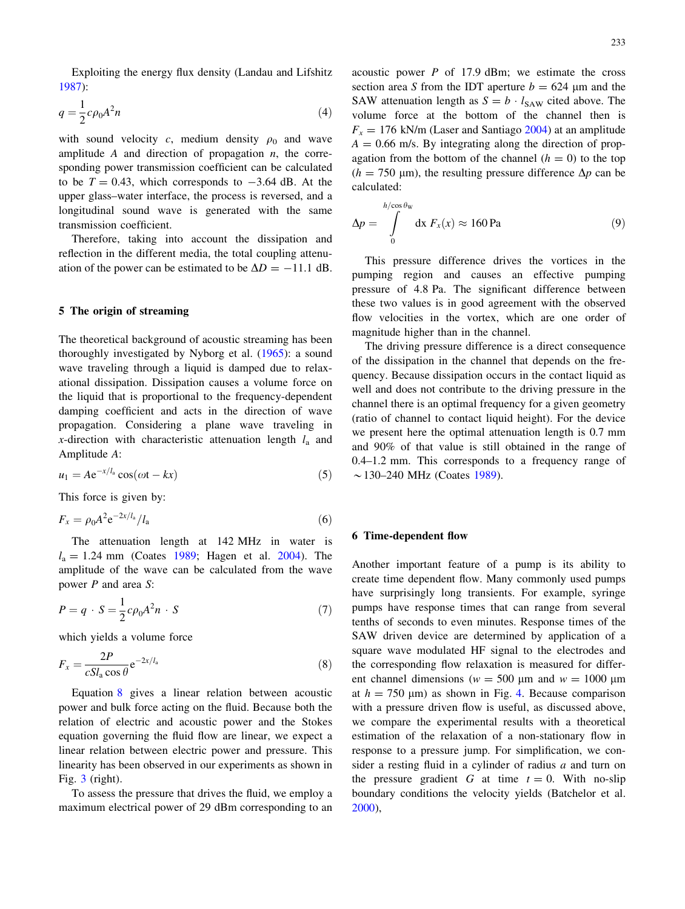Exploiting the energy flux density (Landau and Lifshitz 1987):

$$q = \frac{1}{2} c \rho_0 A^2 n \tag{4}$$

with sound velocity $c$, medium density $\rho_0$ and wave amplitude $A$ and direction of propagation $n$, the corresponding power transmission coefficient can be calculated to be $T = 0.43$, which corresponds to $-3.64$ dB. At the upper glass–water interface, the process is reversed, and a longitudinal sound wave is generated with the same transmission coefficient.

Therefore, taking into account the dissipation and reflection in the different media, the total coupling attenuation of the power can be estimated to be $\Delta D = -11.1$ dB.

## 5 The origin of streaming

The theoretical background of acoustic streaming has been thoroughly investigated by Nyborg et al. (1965): a sound wave traveling through a liquid is damped due to relaxational dissipation. Dissipation causes a volume force on the liquid that is proportional to the frequency-dependent damping coefficient and acts in the direction of wave propagation. Considering a plane wave traveling in $x$-direction with characteristic attenuation length $l_a$ and Amplitude $A$:

$$u_1 = A e^{-x/l_a} \cos(\omega t - kx) \tag{5}$$

This force is given by:

$$F_x = \rho_0 A^2 e^{-2x/l_a} / l_a \tag{6}$$

The attenuation length at 142 MHz in water is $l_a = 1.24$ mm (Coates 1989; Hagen et al. 2004). The amplitude of the wave can be calculated from the wave power $P$ and area $S$:

$$P = q \cdot S = \frac{1}{2} c \rho_0 A^2 n \cdot S \tag{7}$$

which yields a volume force

$$F_x = \frac{2P}{c S l_a \cos\theta} e^{-2x/l_a} \tag{8}$$

Equation 8 gives a linear relation between acoustic power and bulk force acting on the fluid. Because both the relation of electric and acoustic power and the Stokes equation governing the fluid flow are linear, we expect a linear relation between electric power and pressure. This linearity has been observed in our experiments as shown in Fig. 3 (right).

To assess the pressure that drives the fluid, we employ a maximum electrical power of 29 dBm corresponding to an acoustic power $P$ of 17.9 dBm; we estimate the cross section area $S$ from the IDT aperture $b = 624$ μm and the SAW attenuation length as $S = b \cdot l_{SAW}$ cited above. The volume force at the bottom of the channel then is $F_x = 176$ kN/m (Laser and Santiago 2004) at an amplitude $A = 0.66$ m/s. By integrating along the direction of propagation from the bottom of the channel ($h = 0$) to the top ($h = 750$ μm), the resulting pressure difference $\Delta p$ can be calculated:

$$\Delta p = \int_0^{h/\cos\theta_W} dx \, F_x(x) \approx 160 \,\text{Pa} \tag{9}$$

This pressure difference drives the vortices in the pumping region and causes an effective pumping pressure of 4.8 Pa. The significant difference between these two values is in good agreement with the observed flow velocities in the vortex, which are one order of magnitude higher than in the channel.

The driving pressure difference is a direct consequence of the dissipation in the channel that depends on the frequency. Because dissipation occurs in the contact liquid as well and does not contribute to the driving pressure in the channel there is an optimal frequency for a given geometry (ratio of channel to contact liquid height). For the device we present here the optimal attenuation length is 0.7 mm and 90% of that value is still obtained in the range of 0.4–1.2 mm. This corresponds to a frequency range of ~130–240 MHz (Coates 1989).

## 6 Time-dependent flow

Another important feature of a pump is its ability to create time dependent flow. Many commonly used pumps have surprisingly long transients. For example, syringe pumps have response times that can range from several tenths of seconds to even minutes. Response times of the SAW driven device are determined by application of a square wave modulated HF signal to the electrodes and the corresponding flow relaxation is measured for different channel dimensions ($w = 500$ μm and $w = 1000$ μm at $h = 750$ μm) as shown in Fig. 4. Because comparison with a pressure driven flow is useful, as discussed above, we compare the experimental results with a theoretical estimation of the relaxation of a non-stationary flow in response to a pressure jump. For simplification, we consider a resting fluid in a cylinder of radius $a$ and turn on the pressure gradient $G$ at time $t = 0$. With no-slip boundary conditions the velocity yields (Batchelor et al. 2000),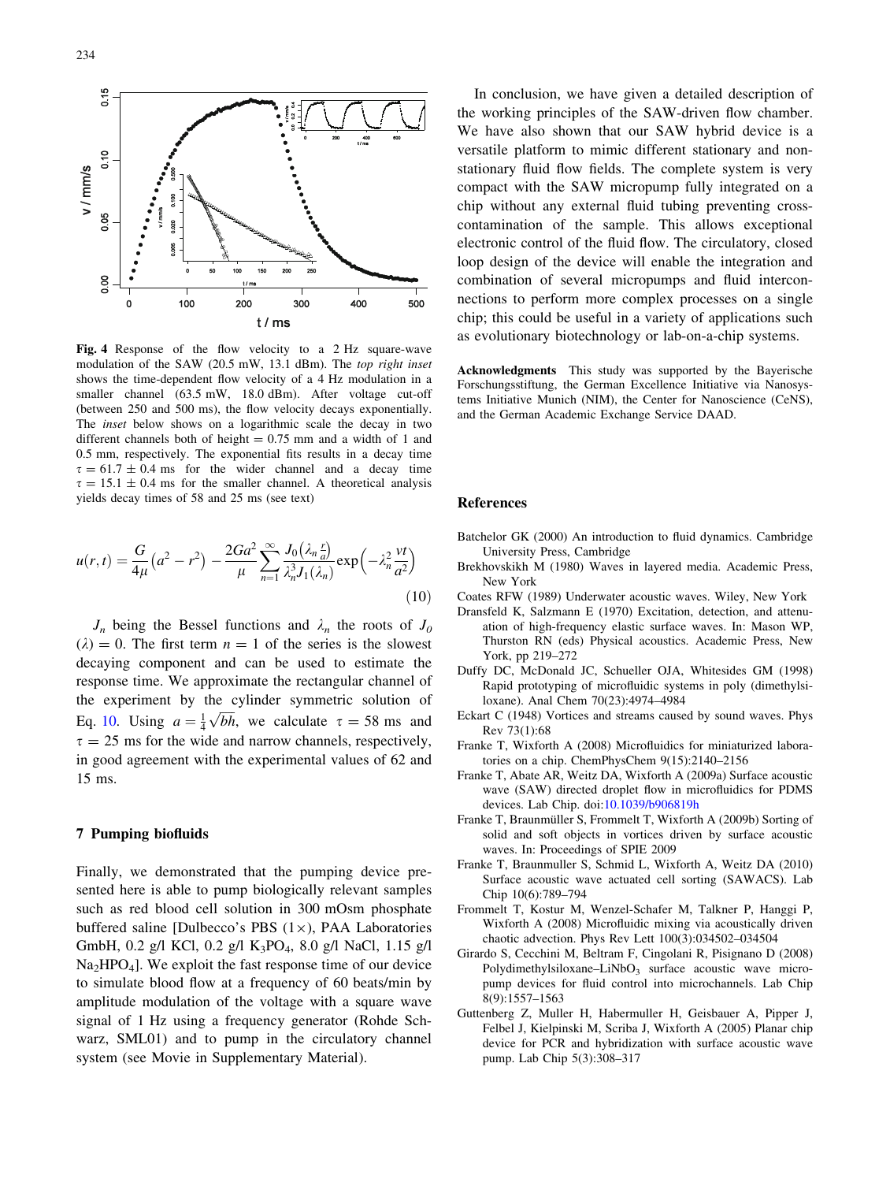**Fig. 4** Response of the flow velocity to a 2 Hz square-wave modulation of the SAW (20.5 mW, 13.1 dBm). The *top right inset* shows the time-dependent flow velocity of a 4 Hz modulation in a smaller channel (63.5 mW, 18.0 dBm). After voltage cut-off (between 250 and 500 ms), the flow velocity decays exponentially. The *inset* below shows on a logarithmic scale the decay in two different channels both of height = 0.75 mm and a width of 1 and 0.5 mm, respectively. The exponential fits results in a decay time $\tau = 61.7 \pm 0.4$ ms for the wider channel and a decay time $\tau = 15.1 \pm 0.4$ ms for the smaller channel. A theoretical analysis yields decay times of 58 and 25 ms (see text)

$$u(r,t) = \frac{G}{4\mu}\left(a^2 - r^2\right) - \frac{2Ga^2}{\mu}\sum_{n=1}^{\infty}\frac{J_0\left(\lambda_n \frac{r}{a}\right)}{\lambda_n^3 J_1(\lambda_n)}\exp\left(-\lambda_n^2\frac{\nu t}{a^2}\right) \tag{10}$$

$J_n$ being the Bessel functions and $\lambda_n$ the roots of $J_0(\lambda) = 0$. The first term $n = 1$ of the series is the slowest decaying component and can be used to estimate the response time. We approximate the rectangular channel of the experiment by the cylinder symmetric solution of Eq. 10. Using $a = \frac{1}{4}\sqrt{bh}$, we calculate $\tau = 58$ ms and $\tau = 25$ ms for the wide and narrow channels, respectively, in good agreement with the experimental values of 62 and 15 ms.

## 7 Pumping biofluids

Finally, we demonstrated that the pumping device presented here is able to pump biologically relevant samples such as red blood cell solution in 300 mOsm phosphate buffered saline [Dulbecco's PBS (1×), PAA Laboratories GmbH, 0.2 g/l KCl, 0.2 g/l $K_3PO_4$, 8.0 g/l NaCl, 1.15 g/l $Na_2HPO_4$]. We exploit the fast response time of our device to simulate blood flow at a frequency of 60 beats/min by amplitude modulation of the voltage with a square wave signal of 1 Hz using a frequency generator (Rohde Schwarz, SML01) and to pump in the circulatory channel system (see Movie in Supplementary Material).

In conclusion, we have given a detailed description of the working principles of the SAW-driven flow chamber. We have also shown that our SAW hybrid device is a versatile platform to mimic different stationary and non-stationary fluid flow fields. The complete system is very compact with the SAW micropump fully integrated on a chip without any external fluid tubing preventing cross-contamination of the sample. This allows exceptional electronic control of the fluid flow. The circulatory, closed loop design of the device will enable the integration and combination of several micropumps and fluid interconnections to perform more complex processes on a single chip; this could be useful in a variety of applications such as evolutionary biotechnology or lab-on-a-chip systems.

**Acknowledgments** This study was supported by the Bayerische Forschungsstiftung, the German Excellence Initiative via Nanosystems Initiative Munich (NIM), the Center for Nanoscience (CeNS), and the German Academic Exchange Service DAAD.

## References

Batchelor GK (2000) An introduction to fluid dynamics. Cambridge University Press, Cambridge

Brekhovskikh M (1980) Waves in layered media. Academic Press, New York

Coates RFW (1989) Underwater acoustic waves. Wiley, New York

Dransfeld K, Salzmann E (1970) Excitation, detection, and attenuation of high-frequency elastic surface waves. In: Mason WP, Thurston RN (eds) Physical acoustics. Academic Press, New York, pp 219–272

Duffy DC, McDonald JC, Schueller OJA, Whitesides GM (1998) Rapid prototyping of microfluidic systems in poly (dimethylsiloxane). Anal Chem 70(23):4974–4984

Eckart C (1948) Vortices and streams caused by sound waves. Phys Rev 73(1):68

Franke T, Wixforth A (2008) Microfluidics for miniaturized laboratories on a chip. ChemPhysChem 9(15):2140–2156

Franke T, Abate AR, Weitz DA, Wixforth A (2009a) Surface acoustic wave (SAW) directed droplet flow in microfluidics for PDMS devices. Lab Chip. doi:10.1039/b906819h

Franke T, Braunmüller S, Frommelt T, Wixforth A (2009b) Sorting of solid and soft objects in vortices driven by surface acoustic waves. In: Proceedings of SPIE 2009

Franke T, Braunmuller S, Schmid L, Wixforth A, Weitz DA (2010) Surface acoustic wave actuated cell sorting (SAWACS). Lab Chip 10(6):789–794

Frommelt T, Kostur M, Wenzel-Schafer M, Talkner P, Hanggi P, Wixforth A (2008) Microfluidic mixing via acoustically driven chaotic advection. Phys Rev Lett 100(3):034502–034504

Girardo S, Cecchini M, Beltram F, Cingolani R, Pisignano D (2008) Polydimethylsiloxane–$LiNbO_3$ surface acoustic wave micropump devices for fluid control into microchannels. Lab Chip 8(9):1557–1563

Guttenberg Z, Muller H, Habermuller H, Geisbauer A, Pipper J, Felbel J, Kielpinski M, Scriba J, Wixforth A (2005) Planar chip device for PCR and hybridization with surface acoustic wave pump. Lab Chip 5(3):308–317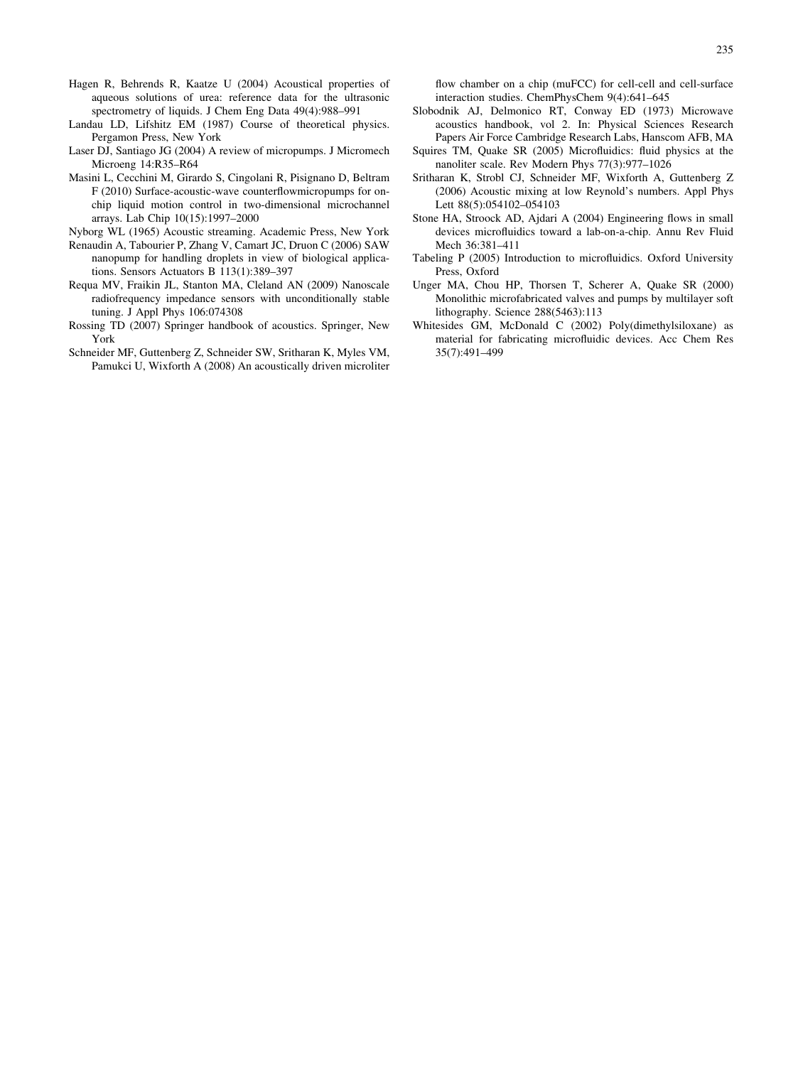Hagen R, Behrends R, Kaatze U (2004) Acoustical properties of aqueous solutions of urea: reference data for the ultrasonic spectrometry of liquids. J Chem Eng Data 49(4):988–991

Landau LD, Lifshitz EM (1987) Course of theoretical physics. Pergamon Press, New York

Laser DJ, Santiago JG (2004) A review of micropumps. J Micromech Microeng 14:R35–R64

Masini L, Cecchini M, Girardo S, Cingolani R, Pisignano D, Beltram F (2010) Surface-acoustic-wave counterflowmicropumps for on-chip liquid motion control in two-dimensional microchannel arrays. Lab Chip 10(15):1997–2000

Nyborg WL (1965) Acoustic streaming. Academic Press, New York

Renaudin A, Tabourier P, Zhang V, Camart JC, Druon C (2006) SAW nanopump for handling droplets in view of biological applications. Sensors Actuators B 113(1):389–397

Requa MV, Fraikin JL, Stanton MA, Cleland AN (2009) Nanoscale radiofrequency impedance sensors with unconditionally stable tuning. J Appl Phys 106:074308

Rossing TD (2007) Springer handbook of acoustics. Springer, New York

Schneider MF, Guttenberg Z, Schneider SW, Sritharan K, Myles VM, Pamukci U, Wixforth A (2008) An acoustically driven microliter flow chamber on a chip (muFCC) for cell-cell and cell-surface interaction studies. ChemPhysChem 9(4):641–645

Slobodnik AJ, Delmonico RT, Conway ED (1973) Microwave acoustics handbook, vol 2. In: Physical Sciences Research Papers Air Force Cambridge Research Labs, Hanscom AFB, MA

Squires TM, Quake SR (2005) Microfluidics: fluid physics at the nanoliter scale. Rev Modern Phys 77(3):977–1026

Sritharan K, Strobl CJ, Schneider MF, Wixforth A, Guttenberg Z (2006) Acoustic mixing at low Reynold's numbers. Appl Phys Lett 88(5):054102–054103

Stone HA, Stroock AD, Ajdari A (2004) Engineering flows in small devices microfluidics toward a lab-on-a-chip. Annu Rev Fluid Mech 36:381–411

Tabeling P (2005) Introduction to microfluidics. Oxford University Press, Oxford

Unger MA, Chou HP, Thorsen T, Scherer A, Quake SR (2000) Monolithic microfabricated valves and pumps by multilayer soft lithography. Science 288(5463):113

Whitesides GM, McDonald C (2002) Poly(dimethylsiloxane) as material for fabricating microfluidic devices. Acc Chem Res 35(7):491–499